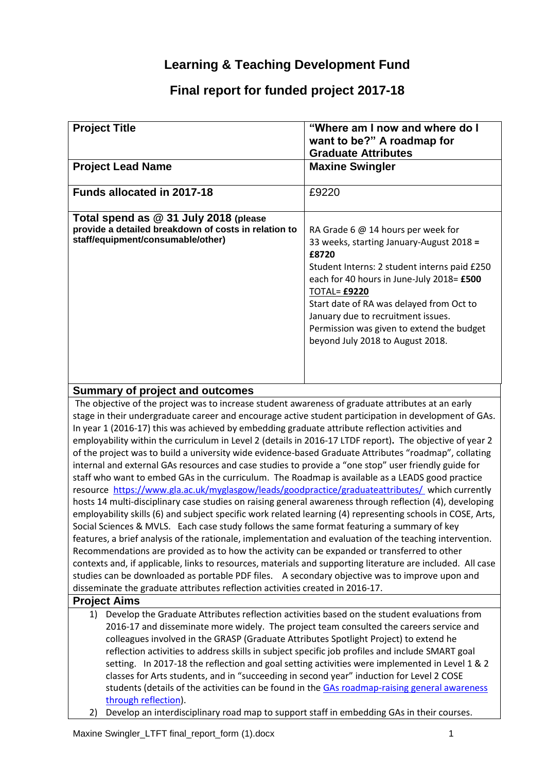# Learning & Teaching Development Fund

## Final report for funded project 2017-18

| Project Title | "Where am I now and where do I want to be?" A roadmap for Graduate Attributes |
|---|---|
| **Project Lead Name** | **Maxine Swingler** |
| **Funds allocated in 2017-18** | £9220 |
| **Total spend as @ 31 July 2018 (please provide a detailed breakdown of costs in relation to staff/equipment/consumable/other)** | RA Grade 6 @ 14 hours per week for 33 weeks, starting January-August 2018 = **£8720**<br>Student Interns: 2 student interns paid £250 each for 40 hours in June-July 2018= **£500**<br>TOTAL= **£9220**<br>Start date of RA was delayed from Oct to January due to recruitment issues. Permission was given to extend the budget beyond July 2018 to August 2018. |

### Summary of project and outcomes

The objective of the project was to increase student awareness of graduate attributes at an early stage in their undergraduate career and encourage active student participation in development of GAs. In year 1 (2016-17) this was achieved by embedding graduate attribute reflection activities and employability within the curriculum in Level 2 (details in 2016-17 LTDF report). The objective of year 2 of the project was to build a university wide evidence-based Graduate Attributes "roadmap", collating internal and external GAs resources and case studies to provide a "one stop" user friendly guide for staff who want to embed GAs in the curriculum. The Roadmap is available as a LEADS good practice resource https://www.gla.ac.uk/myglasgow/leads/goodpractice/graduateattributes/ which currently hosts 14 multi-disciplinary case studies on raising general awareness through reflection (4), developing employability skills (6) and subject specific work related learning (4) representing schools in COSE, Arts, Social Sciences & MVLS. Each case study follows the same format featuring a summary of key features, a brief analysis of the rationale, implementation and evaluation of the teaching intervention. Recommendations are provided as to how the activity can be expanded or transferred to other contexts and, if applicable, links to resources, materials and supporting literature are included. All case studies can be downloaded as portable PDF files. A secondary objective was to improve upon and disseminate the graduate attributes reflection activities created in 2016-17.

### Project Aims

1) Develop the Graduate Attributes reflection activities based on the student evaluations from 2016-17 and disseminate more widely. The project team consulted the careers service and colleagues involved in the GRASP (Graduate Attributes Spotlight Project) to extend he reflection activities to address skills in subject specific job profiles and include SMART goal setting. In 2017-18 the reflection and goal setting activities were implemented in Level 1 & 2 classes for Arts students, and in "succeeding in second year" induction for Level 2 COSE students (details of the activities can be found in the GAs roadmap-raising general awareness through reflection).
2) Develop an interdisciplinary road map to support staff in embedding GAs in their courses.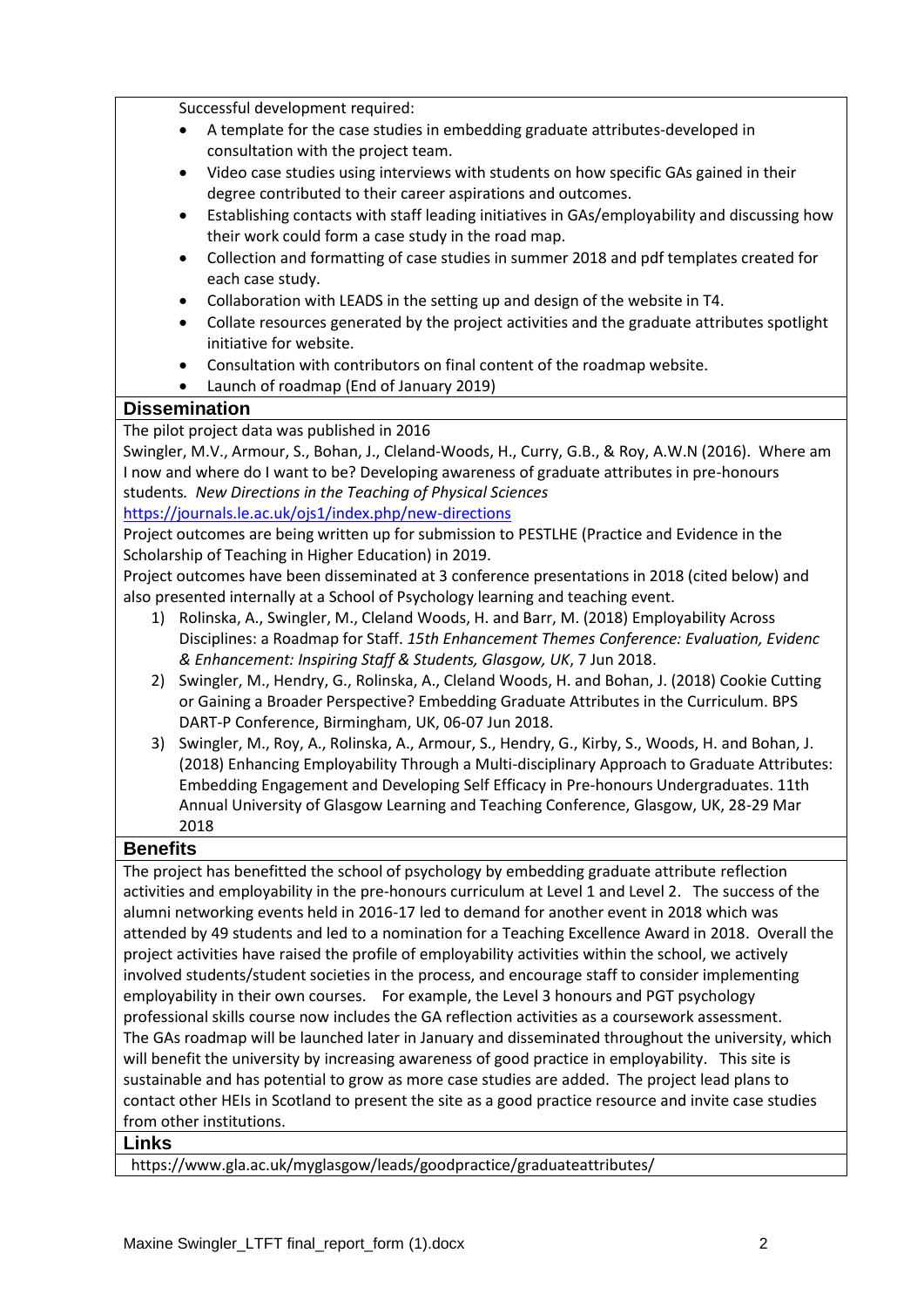Successful development required:

- A template for the case studies in embedding graduate attributes-developed in consultation with the project team.
- Video case studies using interviews with students on how specific GAs gained in their degree contributed to their career aspirations and outcomes.
- Establishing contacts with staff leading initiatives in GAs/employability and discussing how their work could form a case study in the road map.
- Collection and formatting of case studies in summer 2018 and pdf templates created for each case study.
- Collaboration with LEADS in the setting up and design of the website in T4.
- Collate resources generated by the project activities and the graduate attributes spotlight initiative for website.
- Consultation with contributors on final content of the roadmap website.
- Launch of roadmap (End of January 2019)

## Dissemination

The pilot project data was published in 2016

Swingler, M.V., Armour, S., Bohan, J., Cleland-Woods, H., Curry, G.B., & Roy, A.W.N (2016). Where am I now and where do I want to be? Developing awareness of graduate attributes in pre-honours students. *New Directions in the Teaching of Physical Sciences*

https://journals.le.ac.uk/ojs1/index.php/new-directions

Project outcomes are being written up for submission to PESTLHE (Practice and Evidence in the Scholarship of Teaching in Higher Education) in 2019.

Project outcomes have been disseminated at 3 conference presentations in 2018 (cited below) and also presented internally at a School of Psychology learning and teaching event.

1) Rolinska, A., Swingler, M., Cleland Woods, H. and Barr, M. (2018) Employability Across Disciplines: a Roadmap for Staff. *15th Enhancement Themes Conference: Evaluation, Evidenc & Enhancement: Inspiring Staff & Students, Glasgow, UK*, 7 Jun 2018.
2) Swingler, M., Hendry, G., Rolinska, A., Cleland Woods, H. and Bohan, J. (2018) Cookie Cutting or Gaining a Broader Perspective? Embedding Graduate Attributes in the Curriculum. BPS DART-P Conference, Birmingham, UK, 06-07 Jun 2018.
3) Swingler, M., Roy, A., Rolinska, A., Armour, S., Hendry, G., Kirby, S., Woods, H. and Bohan, J. (2018) Enhancing Employability Through a Multi-disciplinary Approach to Graduate Attributes: Embedding Engagement and Developing Self Efficacy in Pre-honours Undergraduates. 11th Annual University of Glasgow Learning and Teaching Conference, Glasgow, UK, 28-29 Mar 2018

## Benefits

The project has benefitted the school of psychology by embedding graduate attribute reflection activities and employability in the pre-honours curriculum at Level 1 and Level 2. The success of the alumni networking events held in 2016-17 led to demand for another event in 2018 which was attended by 49 students and led to a nomination for a Teaching Excellence Award in 2018. Overall the project activities have raised the profile of employability activities within the school, we actively involved students/student societies in the process, and encourage staff to consider implementing employability in their own courses. For example, the Level 3 honours and PGT psychology professional skills course now includes the GA reflection activities as a coursework assessment.

The GAs roadmap will be launched later in January and disseminated throughout the university, which will benefit the university by increasing awareness of good practice in employability. This site is sustainable and has potential to grow as more case studies are added. The project lead plans to contact other HEIs in Scotland to present the site as a good practice resource and invite case studies from other institutions.

## Links

https://www.gla.ac.uk/myglasgow/leads/goodpractice/graduateattributes/